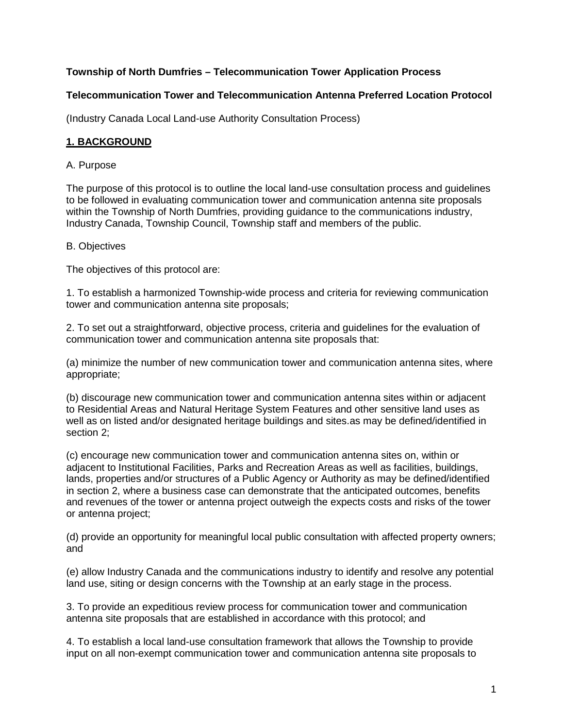**Township of North Dumfries – Telecommunication Tower Application Process**

**Telecommunication Tower and Telecommunication Antenna Preferred Location Protocol**

(Industry Canada Local Land-use Authority Consultation Process)

## 1. BACKGROUND

A. Purpose

The purpose of this protocol is to outline the local land-use consultation process and guidelines to be followed in evaluating communication tower and communication antenna site proposals within the Township of North Dumfries, providing guidance to the communications industry, Industry Canada, Township Council, Township staff and members of the public.

B. Objectives

The objectives of this protocol are:

1. To establish a harmonized Township-wide process and criteria for reviewing communication tower and communication antenna site proposals;

2. To set out a straightforward, objective process, criteria and guidelines for the evaluation of communication tower and communication antenna site proposals that:

(a) minimize the number of new communication tower and communication antenna sites, where appropriate;

(b) discourage new communication tower and communication antenna sites within or adjacent to Residential Areas and Natural Heritage System Features and other sensitive land uses as well as on listed and/or designated heritage buildings and sites.as may be defined/identified in section 2;

(c) encourage new communication tower and communication antenna sites on, within or adjacent to Institutional Facilities, Parks and Recreation Areas as well as facilities, buildings, lands, properties and/or structures of a Public Agency or Authority as may be defined/identified in section 2, where a business case can demonstrate that the anticipated outcomes, benefits and revenues of the tower or antenna project outweigh the expects costs and risks of the tower or antenna project;

(d) provide an opportunity for meaningful local public consultation with affected property owners; and

(e) allow Industry Canada and the communications industry to identify and resolve any potential land use, siting or design concerns with the Township at an early stage in the process.

3. To provide an expeditious review process for communication tower and communication antenna site proposals that are established in accordance with this protocol; and

4. To establish a local land-use consultation framework that allows the Township to provide input on all non-exempt communication tower and communication antenna site proposals to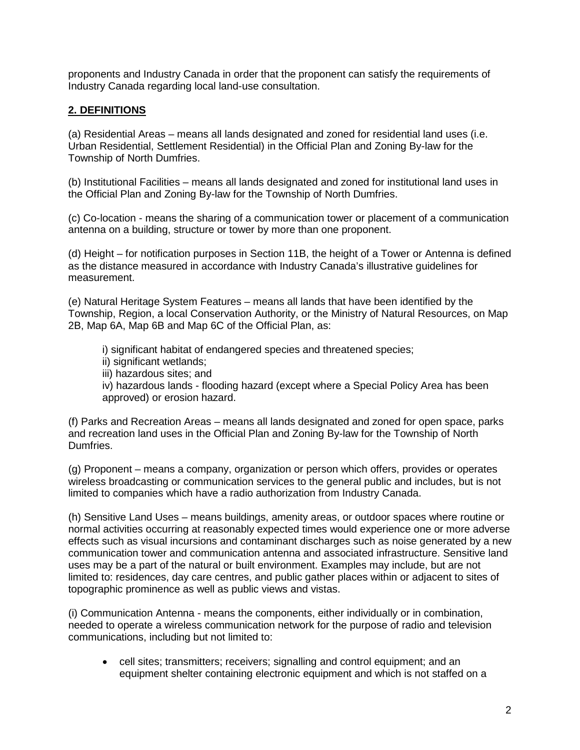proponents and Industry Canada in order that the proponent can satisfy the requirements of Industry Canada regarding local land-use consultation.

## 2. DEFINITIONS

(a) Residential Areas – means all lands designated and zoned for residential land uses (i.e. Urban Residential, Settlement Residential) in the Official Plan and Zoning By-law for the Township of North Dumfries.

(b) Institutional Facilities – means all lands designated and zoned for institutional land uses in the Official Plan and Zoning By-law for the Township of North Dumfries.

(c) Co-location - means the sharing of a communication tower or placement of a communication antenna on a building, structure or tower by more than one proponent.

(d) Height – for notification purposes in Section 11B, the height of a Tower or Antenna is defined as the distance measured in accordance with Industry Canada's illustrative guidelines for measurement.

(e) Natural Heritage System Features – means all lands that have been identified by the Township, Region, a local Conservation Authority, or the Ministry of Natural Resources, on Map 2B, Map 6A, Map 6B and Map 6C of the Official Plan, as:

i) significant habitat of endangered species and threatened species;
ii) significant wetlands;
iii) hazardous sites; and
iv) hazardous lands - flooding hazard (except where a Special Policy Area has been approved) or erosion hazard.

(f) Parks and Recreation Areas – means all lands designated and zoned for open space, parks and recreation land uses in the Official Plan and Zoning By-law for the Township of North Dumfries.

(g) Proponent – means a company, organization or person which offers, provides or operates wireless broadcasting or communication services to the general public and includes, but is not limited to companies which have a radio authorization from Industry Canada.

(h) Sensitive Land Uses – means buildings, amenity areas, or outdoor spaces where routine or normal activities occurring at reasonably expected times would experience one or more adverse effects such as visual incursions and contaminant discharges such as noise generated by a new communication tower and communication antenna and associated infrastructure. Sensitive land uses may be a part of the natural or built environment. Examples may include, but are not limited to: residences, day care centres, and public gather places within or adjacent to sites of topographic prominence as well as public views and vistas.

(i) Communication Antenna - means the components, either individually or in combination, needed to operate a wireless communication network for the purpose of radio and television communications, including but not limited to:

- cell sites; transmitters; receivers; signalling and control equipment; and an equipment shelter containing electronic equipment and which is not staffed on a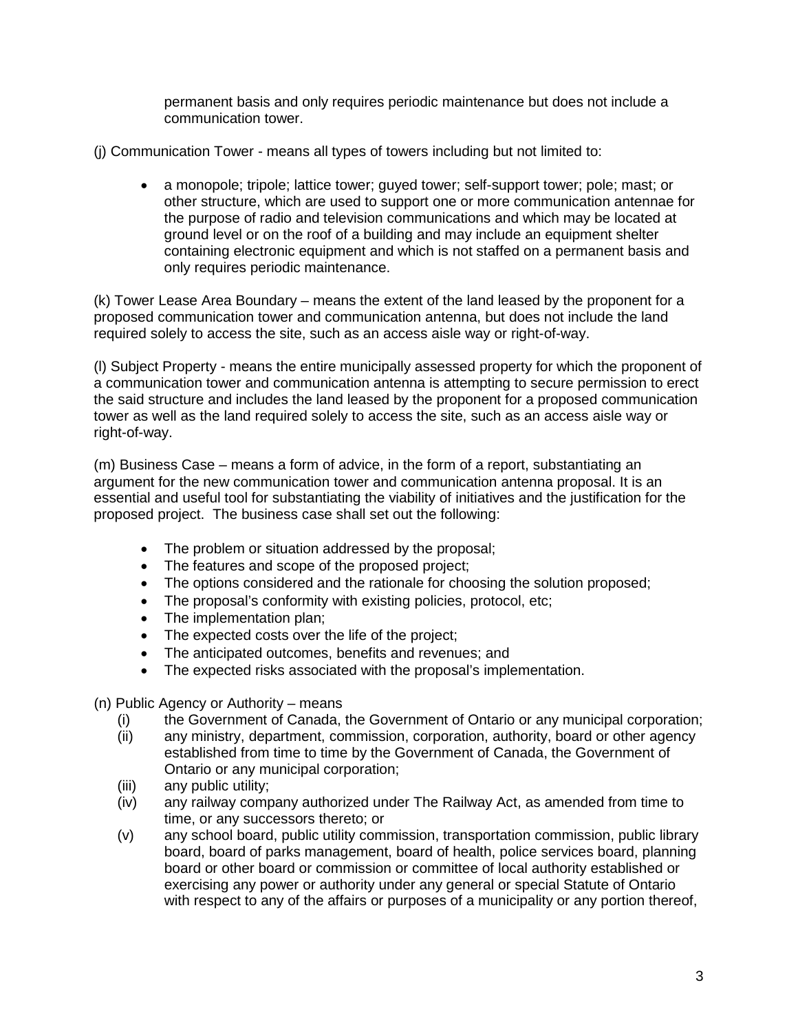permanent basis and only requires periodic maintenance but does not include a communication tower.

(j) Communication Tower - means all types of towers including but not limited to:

- a monopole; tripole; lattice tower; guyed tower; self-support tower; pole; mast; or other structure, which are used to support one or more communication antennae for the purpose of radio and television communications and which may be located at ground level or on the roof of a building and may include an equipment shelter containing electronic equipment and which is not staffed on a permanent basis and only requires periodic maintenance.

(k) Tower Lease Area Boundary – means the extent of the land leased by the proponent for a proposed communication tower and communication antenna, but does not include the land required solely to access the site, such as an access aisle way or right-of-way.

(l) Subject Property - means the entire municipally assessed property for which the proponent of a communication tower and communication antenna is attempting to secure permission to erect the said structure and includes the land leased by the proponent for a proposed communication tower as well as the land required solely to access the site, such as an access aisle way or right-of-way.

(m) Business Case – means a form of advice, in the form of a report, substantiating an argument for the new communication tower and communication antenna proposal. It is an essential and useful tool for substantiating the viability of initiatives and the justification for the proposed project. The business case shall set out the following:

- The problem or situation addressed by the proposal;
- The features and scope of the proposed project;
- The options considered and the rationale for choosing the solution proposed;
- The proposal's conformity with existing policies, protocol, etc;
- The implementation plan;
- The expected costs over the life of the project;
- The anticipated outcomes, benefits and revenues; and
- The expected risks associated with the proposal's implementation.

(n) Public Agency or Authority – means

- (i) the Government of Canada, the Government of Ontario or any municipal corporation;
- (ii) any ministry, department, commission, corporation, authority, board or other agency established from time to time by the Government of Canada, the Government of Ontario or any municipal corporation;
- (iii) any public utility;
- (iv) any railway company authorized under The Railway Act, as amended from time to time, or any successors thereto; or
- (v) any school board, public utility commission, transportation commission, public library board, board of parks management, board of health, police services board, planning board or other board or commission or committee of local authority established or exercising any power or authority under any general or special Statute of Ontario with respect to any of the affairs or purposes of a municipality or any portion thereof,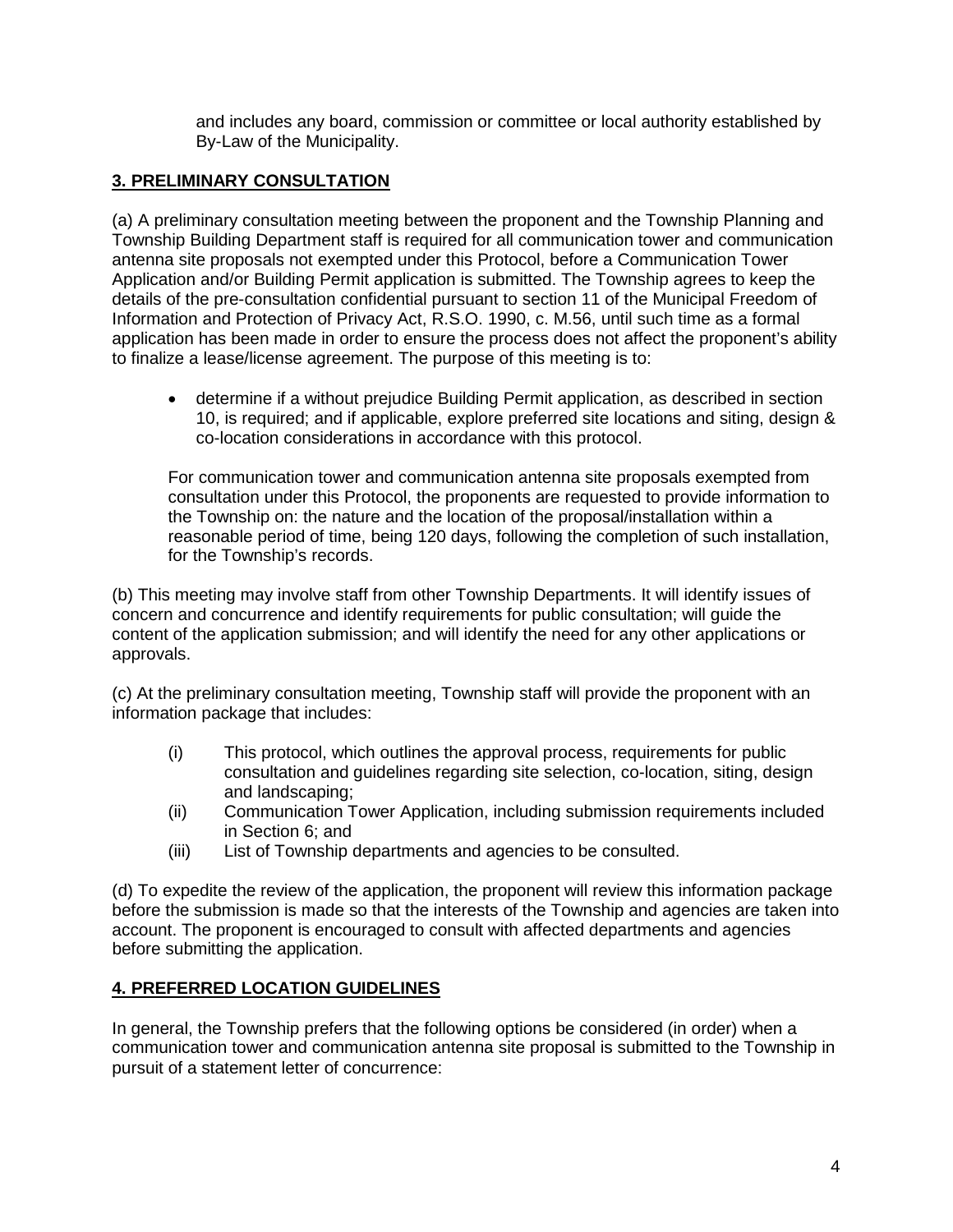and includes any board, commission or committee or local authority established by By-Law of the Municipality.

## 3. PRELIMINARY CONSULTATION

(a) A preliminary consultation meeting between the proponent and the Township Planning and Township Building Department staff is required for all communication tower and communication antenna site proposals not exempted under this Protocol, before a Communication Tower Application and/or Building Permit application is submitted. The Township agrees to keep the details of the pre-consultation confidential pursuant to section 11 of the Municipal Freedom of Information and Protection of Privacy Act, R.S.O. 1990, c. M.56, until such time as a formal application has been made in order to ensure the process does not affect the proponent's ability to finalize a lease/license agreement. The purpose of this meeting is to:

- determine if a without prejudice Building Permit application, as described in section 10, is required; and if applicable, explore preferred site locations and siting, design & co-location considerations in accordance with this protocol.

For communication tower and communication antenna site proposals exempted from consultation under this Protocol, the proponents are requested to provide information to the Township on: the nature and the location of the proposal/installation within a reasonable period of time, being 120 days, following the completion of such installation, for the Township's records.

(b) This meeting may involve staff from other Township Departments. It will identify issues of concern and concurrence and identify requirements for public consultation; will guide the content of the application submission; and will identify the need for any other applications or approvals.

(c) At the preliminary consultation meeting, Township staff will provide the proponent with an information package that includes:

(i) This protocol, which outlines the approval process, requirements for public consultation and guidelines regarding site selection, co-location, siting, design and landscaping;
(ii) Communication Tower Application, including submission requirements included in Section 6; and
(iii) List of Township departments and agencies to be consulted.

(d) To expedite the review of the application, the proponent will review this information package before the submission is made so that the interests of the Township and agencies are taken into account. The proponent is encouraged to consult with affected departments and agencies before submitting the application.

## 4. PREFERRED LOCATION GUIDELINES

In general, the Township prefers that the following options be considered (in order) when a communication tower and communication antenna site proposal is submitted to the Township in pursuit of a statement letter of concurrence: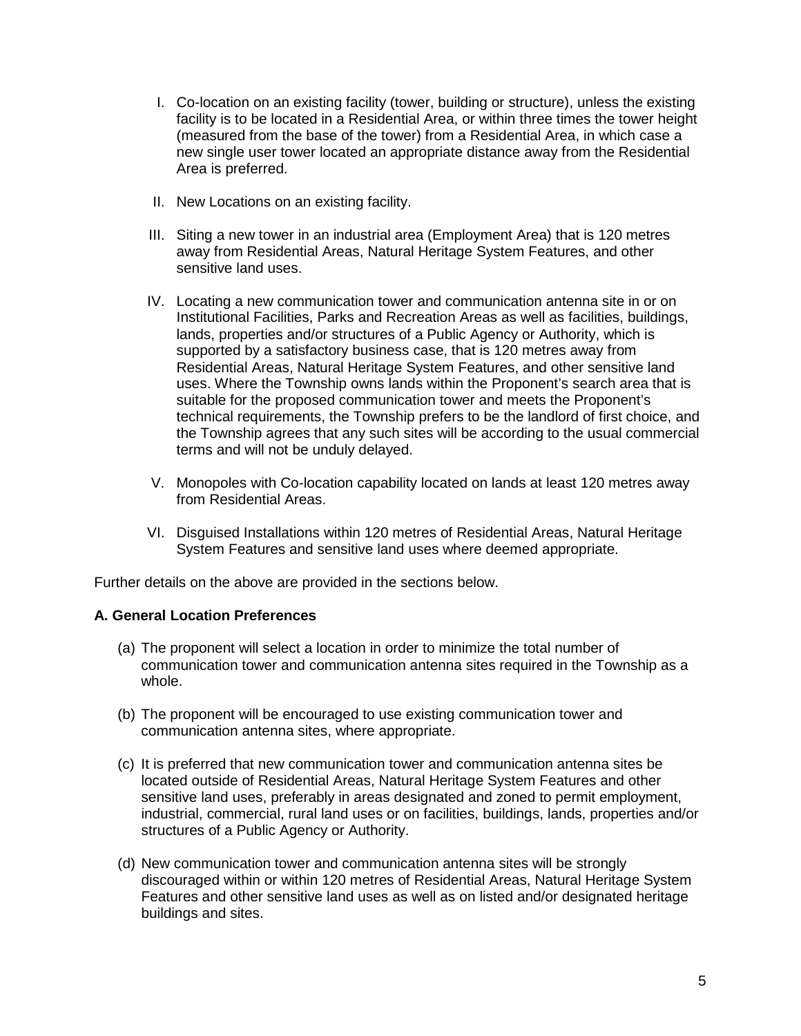I. Co-location on an existing facility (tower, building or structure), unless the existing facility is to be located in a Residential Area, or within three times the tower height (measured from the base of the tower) from a Residential Area, in which case a new single user tower located an appropriate distance away from the Residential Area is preferred.

II. New Locations on an existing facility.

III. Siting a new tower in an industrial area (Employment Area) that is 120 metres away from Residential Areas, Natural Heritage System Features, and other sensitive land uses.

IV. Locating a new communication tower and communication antenna site in or on Institutional Facilities, Parks and Recreation Areas as well as facilities, buildings, lands, properties and/or structures of a Public Agency or Authority, which is supported by a satisfactory business case, that is 120 metres away from Residential Areas, Natural Heritage System Features, and other sensitive land uses. Where the Township owns lands within the Proponent's search area that is suitable for the proposed communication tower and meets the Proponent's technical requirements, the Township prefers to be the landlord of first choice, and the Township agrees that any such sites will be according to the usual commercial terms and will not be unduly delayed.

V. Monopoles with Co-location capability located on lands at least 120 metres away from Residential Areas.

VI. Disguised Installations within 120 metres of Residential Areas, Natural Heritage System Features and sensitive land uses where deemed appropriate.

Further details on the above are provided in the sections below.

**A. General Location Preferences**

(a) The proponent will select a location in order to minimize the total number of communication tower and communication antenna sites required in the Township as a whole.

(b) The proponent will be encouraged to use existing communication tower and communication antenna sites, where appropriate.

(c) It is preferred that new communication tower and communication antenna sites be located outside of Residential Areas, Natural Heritage System Features and other sensitive land uses, preferably in areas designated and zoned to permit employment, industrial, commercial, rural land uses or on facilities, buildings, lands, properties and/or structures of a Public Agency or Authority.

(d) New communication tower and communication antenna sites will be strongly discouraged within or within 120 metres of Residential Areas, Natural Heritage System Features and other sensitive land uses as well as on listed and/or designated heritage buildings and sites.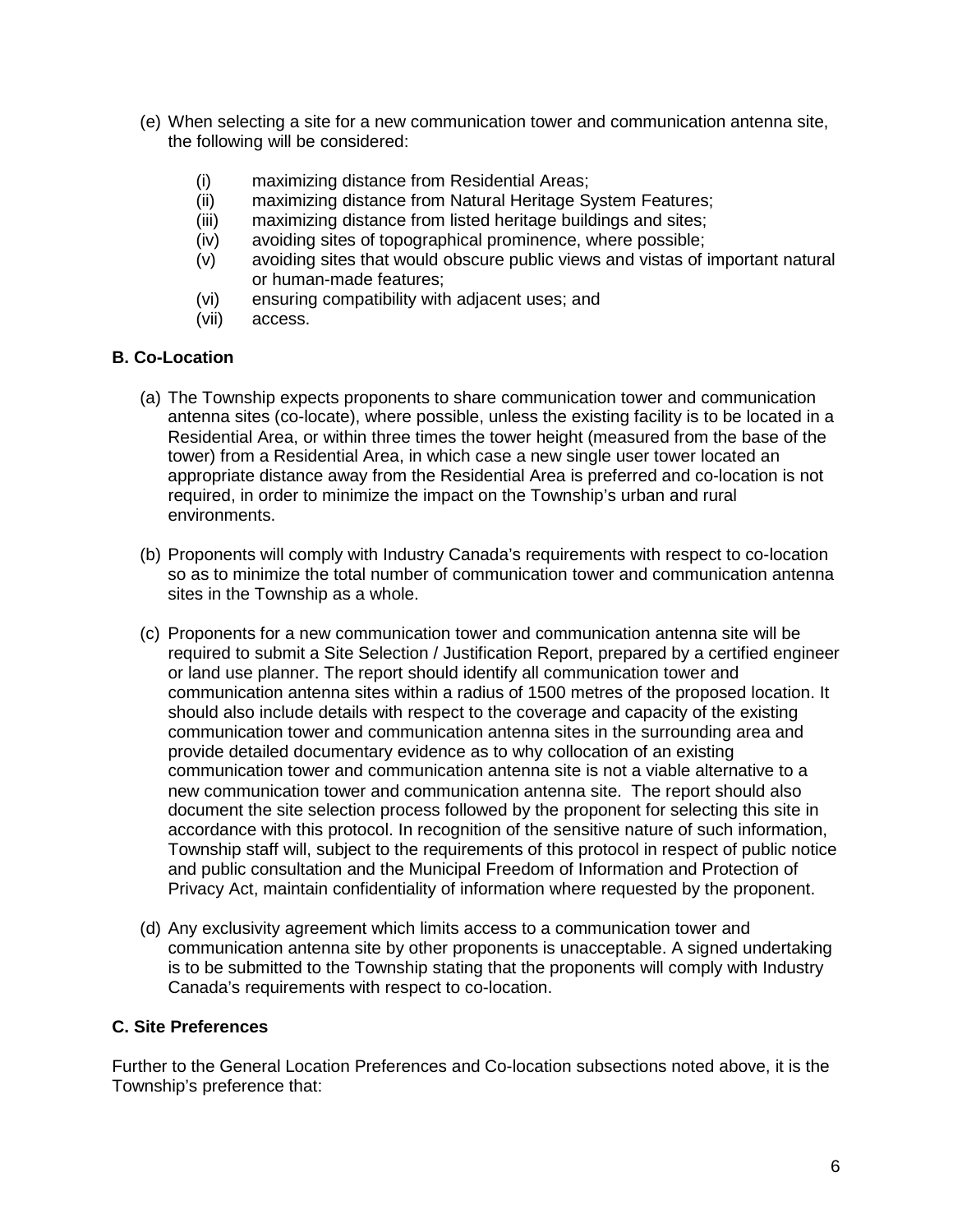(e) When selecting a site for a new communication tower and communication antenna site, the following will be considered:

   (i) maximizing distance from Residential Areas;
   (ii) maximizing distance from Natural Heritage System Features;
   (iii) maximizing distance from listed heritage buildings and sites;
   (iv) avoiding sites of topographical prominence, where possible;
   (v) avoiding sites that would obscure public views and vistas of important natural or human-made features;
   (vi) ensuring compatibility with adjacent uses; and
   (vii) access.

**B. Co-Location**

(a) The Township expects proponents to share communication tower and communication antenna sites (co-locate), where possible, unless the existing facility is to be located in a Residential Area, or within three times the tower height (measured from the base of the tower) from a Residential Area, in which case a new single user tower located an appropriate distance away from the Residential Area is preferred and co-location is not required, in order to minimize the impact on the Township's urban and rural environments.

(b) Proponents will comply with Industry Canada's requirements with respect to co-location so as to minimize the total number of communication tower and communication antenna sites in the Township as a whole.

(c) Proponents for a new communication tower and communication antenna site will be required to submit a Site Selection / Justification Report, prepared by a certified engineer or land use planner. The report should identify all communication tower and communication antenna sites within a radius of 1500 metres of the proposed location. It should also include details with respect to the coverage and capacity of the existing communication tower and communication antenna sites in the surrounding area and provide detailed documentary evidence as to why collocation of an existing communication tower and communication antenna site is not a viable alternative to a new communication tower and communication antenna site. The report should also document the site selection process followed by the proponent for selecting this site in accordance with this protocol. In recognition of the sensitive nature of such information, Township staff will, subject to the requirements of this protocol in respect of public notice and public consultation and the Municipal Freedom of Information and Protection of Privacy Act, maintain confidentiality of information where requested by the proponent.

(d) Any exclusivity agreement which limits access to a communication tower and communication antenna site by other proponents is unacceptable. A signed undertaking is to be submitted to the Township stating that the proponents will comply with Industry Canada's requirements with respect to co-location.

**C. Site Preferences**

Further to the General Location Preferences and Co-location subsections noted above, it is the Township's preference that: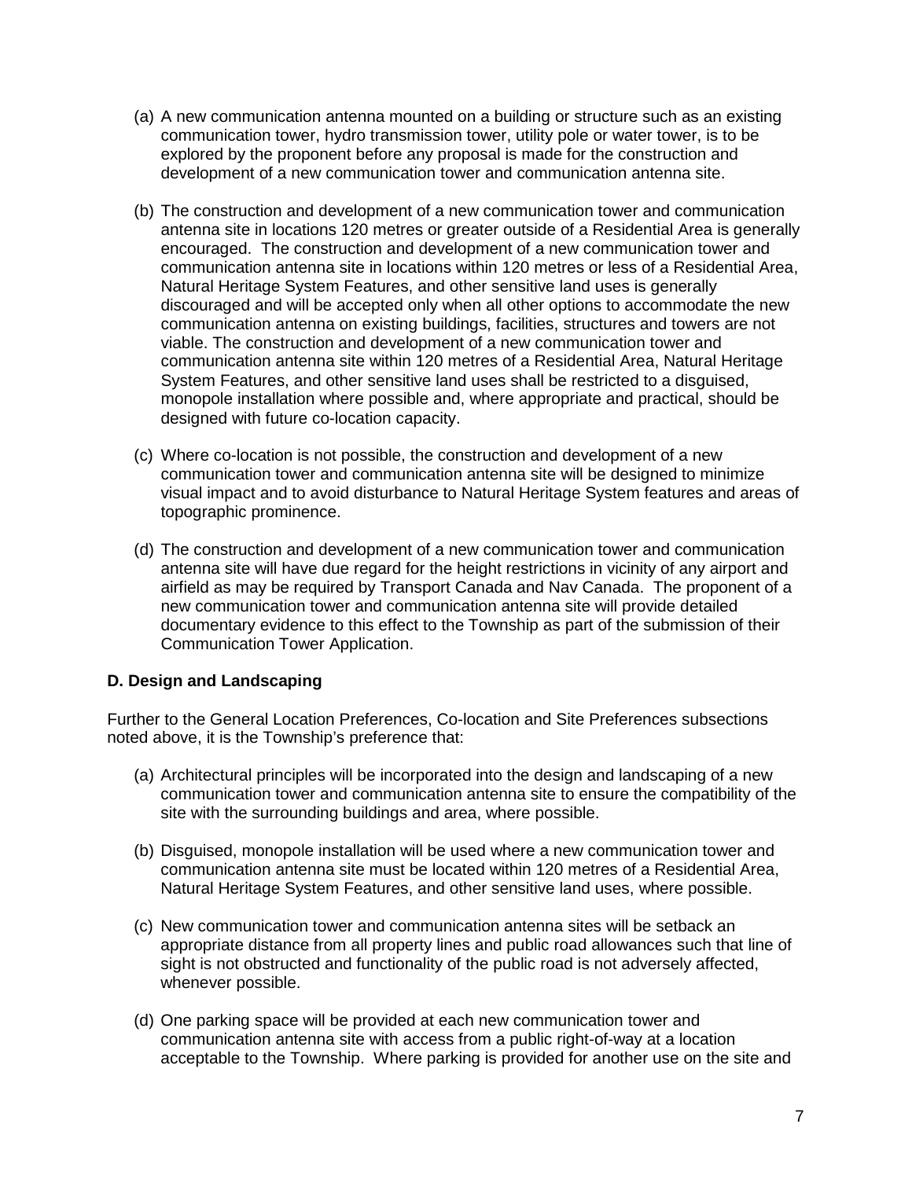(a) A new communication antenna mounted on a building or structure such as an existing communication tower, hydro transmission tower, utility pole or water tower, is to be explored by the proponent before any proposal is made for the construction and development of a new communication tower and communication antenna site.

(b) The construction and development of a new communication tower and communication antenna site in locations 120 metres or greater outside of a Residential Area is generally encouraged. The construction and development of a new communication tower and communication antenna site in locations within 120 metres or less of a Residential Area, Natural Heritage System Features, and other sensitive land uses is generally discouraged and will be accepted only when all other options to accommodate the new communication antenna on existing buildings, facilities, structures and towers are not viable. The construction and development of a new communication tower and communication antenna site within 120 metres of a Residential Area, Natural Heritage System Features, and other sensitive land uses shall be restricted to a disguised, monopole installation where possible and, where appropriate and practical, should be designed with future co-location capacity.

(c) Where co-location is not possible, the construction and development of a new communication tower and communication antenna site will be designed to minimize visual impact and to avoid disturbance to Natural Heritage System features and areas of topographic prominence.

(d) The construction and development of a new communication tower and communication antenna site will have due regard for the height restrictions in vicinity of any airport and airfield as may be required by Transport Canada and Nav Canada. The proponent of a new communication tower and communication antenna site will provide detailed documentary evidence to this effect to the Township as part of the submission of their Communication Tower Application.

**D. Design and Landscaping**

Further to the General Location Preferences, Co-location and Site Preferences subsections noted above, it is the Township's preference that:

(a) Architectural principles will be incorporated into the design and landscaping of a new communication tower and communication antenna site to ensure the compatibility of the site with the surrounding buildings and area, where possible.

(b) Disguised, monopole installation will be used where a new communication tower and communication antenna site must be located within 120 metres of a Residential Area, Natural Heritage System Features, and other sensitive land uses, where possible.

(c) New communication tower and communication antenna sites will be setback an appropriate distance from all property lines and public road allowances such that line of sight is not obstructed and functionality of the public road is not adversely affected, whenever possible.

(d) One parking space will be provided at each new communication tower and communication antenna site with access from a public right-of-way at a location acceptable to the Township. Where parking is provided for another use on the site and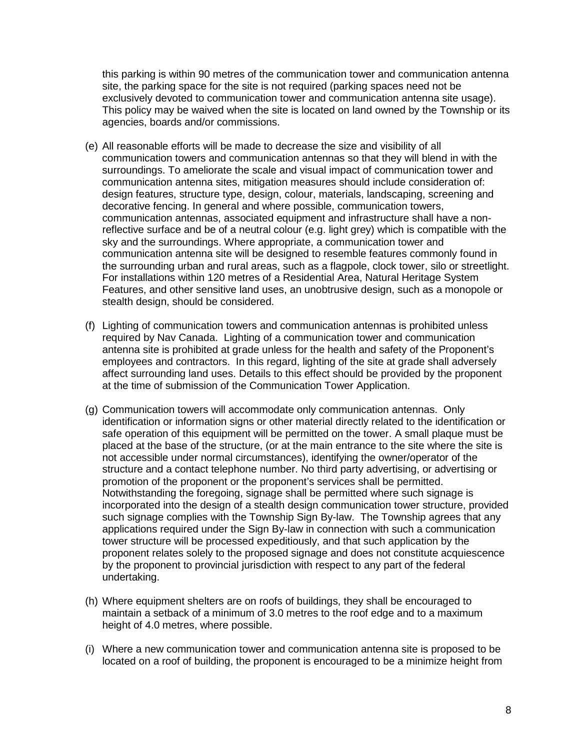this parking is within 90 metres of the communication tower and communication antenna site, the parking space for the site is not required (parking spaces need not be exclusively devoted to communication tower and communication antenna site usage). This policy may be waived when the site is located on land owned by the Township or its agencies, boards and/or commissions.

(e) All reasonable efforts will be made to decrease the size and visibility of all communication towers and communication antennas so that they will blend in with the surroundings. To ameliorate the scale and visual impact of communication tower and communication antenna sites, mitigation measures should include consideration of: design features, structure type, design, colour, materials, landscaping, screening and decorative fencing. In general and where possible, communication towers, communication antennas, associated equipment and infrastructure shall have a non-reflective surface and be of a neutral colour (e.g. light grey) which is compatible with the sky and the surroundings. Where appropriate, a communication tower and communication antenna site will be designed to resemble features commonly found in the surrounding urban and rural areas, such as a flagpole, clock tower, silo or streetlight. For installations within 120 metres of a Residential Area, Natural Heritage System Features, and other sensitive land uses, an unobtrusive design, such as a monopole or stealth design, should be considered.

(f) Lighting of communication towers and communication antennas is prohibited unless required by Nav Canada. Lighting of a communication tower and communication antenna site is prohibited at grade unless for the health and safety of the Proponent's employees and contractors. In this regard, lighting of the site at grade shall adversely affect surrounding land uses. Details to this effect should be provided by the proponent at the time of submission of the Communication Tower Application.

(g) Communication towers will accommodate only communication antennas. Only identification or information signs or other material directly related to the identification or safe operation of this equipment will be permitted on the tower. A small plaque must be placed at the base of the structure, (or at the main entrance to the site where the site is not accessible under normal circumstances), identifying the owner/operator of the structure and a contact telephone number. No third party advertising, or advertising or promotion of the proponent or the proponent's services shall be permitted. Notwithstanding the foregoing, signage shall be permitted where such signage is incorporated into the design of a stealth design communication tower structure, provided such signage complies with the Township Sign By-law. The Township agrees that any applications required under the Sign By-law in connection with such a communication tower structure will be processed expeditiously, and that such application by the proponent relates solely to the proposed signage and does not constitute acquiescence by the proponent to provincial jurisdiction with respect to any part of the federal undertaking.

(h) Where equipment shelters are on roofs of buildings, they shall be encouraged to maintain a setback of a minimum of 3.0 metres to the roof edge and to a maximum height of 4.0 metres, where possible.

(i) Where a new communication tower and communication antenna site is proposed to be located on a roof of building, the proponent is encouraged to be a minimize height from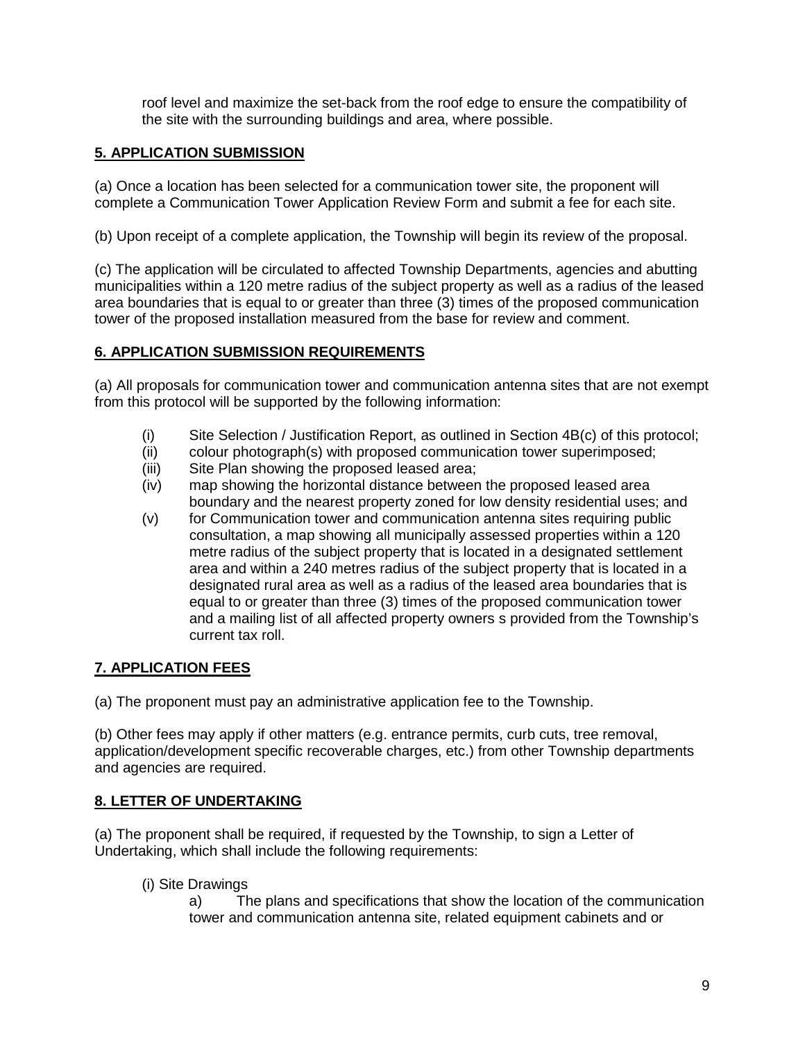roof level and maximize the set-back from the roof edge to ensure the compatibility of the site with the surrounding buildings and area, where possible.

## 5. APPLICATION SUBMISSION

(a) Once a location has been selected for a communication tower site, the proponent will complete a Communication Tower Application Review Form and submit a fee for each site.

(b) Upon receipt of a complete application, the Township will begin its review of the proposal.

(c) The application will be circulated to affected Township Departments, agencies and abutting municipalities within a 120 metre radius of the subject property as well as a radius of the leased area boundaries that is equal to or greater than three (3) times of the proposed communication tower of the proposed installation measured from the base for review and comment.

## 6. APPLICATION SUBMISSION REQUIREMENTS

(a) All proposals for communication tower and communication antenna sites that are not exempt from this protocol will be supported by the following information:

- (i) Site Selection / Justification Report, as outlined in Section 4B(c) of this protocol;
- (ii) colour photograph(s) with proposed communication tower superimposed;
- (iii) Site Plan showing the proposed leased area;
- (iv) map showing the horizontal distance between the proposed leased area boundary and the nearest property zoned for low density residential uses; and
- (v) for Communication tower and communication antenna sites requiring public consultation, a map showing all municipally assessed properties within a 120 metre radius of the subject property that is located in a designated settlement area and within a 240 metres radius of the subject property that is located in a designated rural area as well as a radius of the leased area boundaries that is equal to or greater than three (3) times of the proposed communication tower and a mailing list of all affected property owners s provided from the Township's current tax roll.

## 7. APPLICATION FEES

(a) The proponent must pay an administrative application fee to the Township.

(b) Other fees may apply if other matters (e.g. entrance permits, curb cuts, tree removal, application/development specific recoverable charges, etc.) from other Township departments and agencies are required.

## 8. LETTER OF UNDERTAKING

(a) The proponent shall be required, if requested by the Township, to sign a Letter of Undertaking, which shall include the following requirements:

(i) Site Drawings

a) The plans and specifications that show the location of the communication tower and communication antenna site, related equipment cabinets and or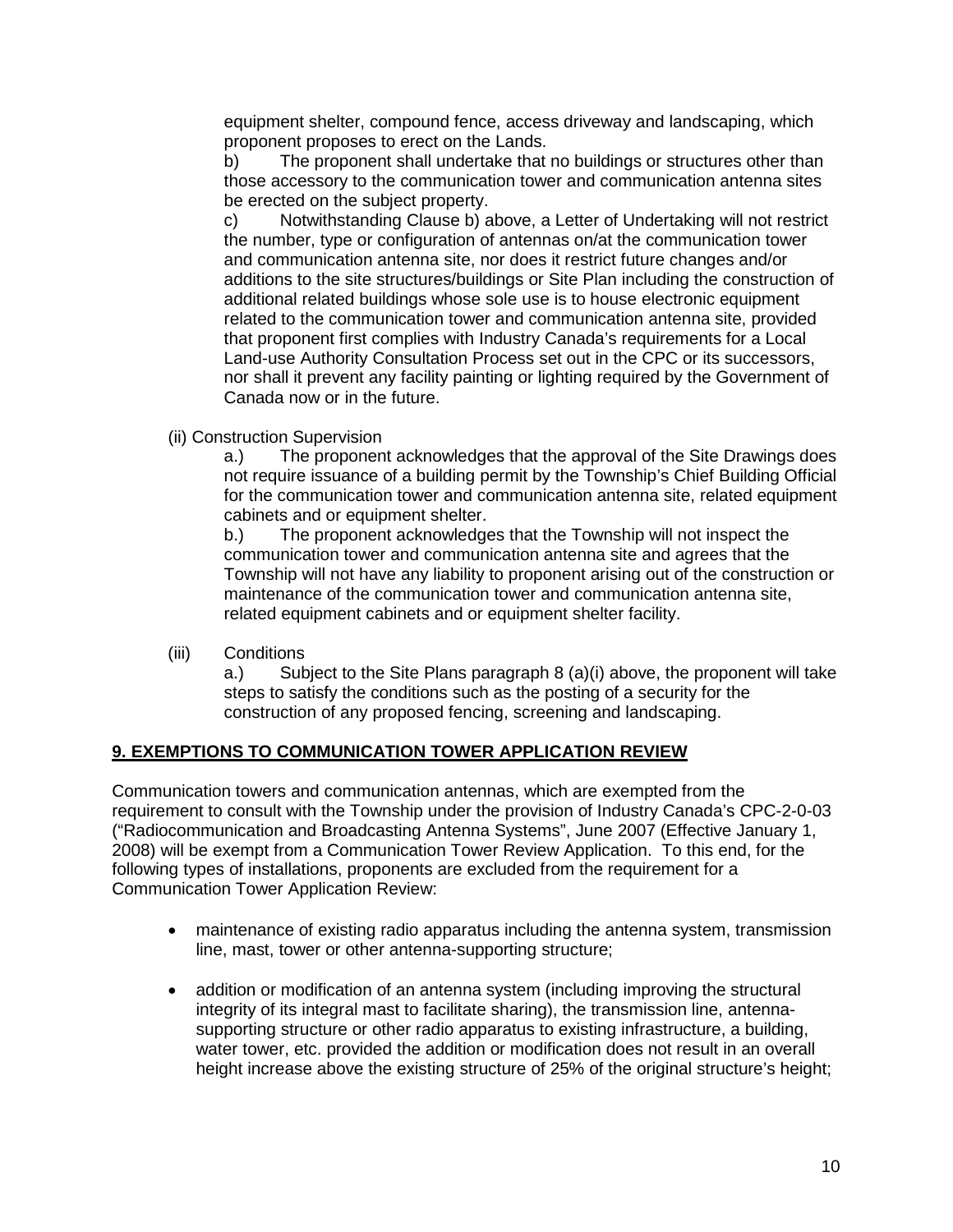equipment shelter, compound fence, access driveway and landscaping, which proponent proposes to erect on the Lands.

b) The proponent shall undertake that no buildings or structures other than those accessory to the communication tower and communication antenna sites be erected on the subject property.

c) Notwithstanding Clause b) above, a Letter of Undertaking will not restrict the number, type or configuration of antennas on/at the communication tower and communication antenna site, nor does it restrict future changes and/or additions to the site structures/buildings or Site Plan including the construction of additional related buildings whose sole use is to house electronic equipment related to the communication tower and communication antenna site, provided that proponent first complies with Industry Canada's requirements for a Local Land-use Authority Consultation Process set out in the CPC or its successors, nor shall it prevent any facility painting or lighting required by the Government of Canada now or in the future.

(ii) Construction Supervision

a.) The proponent acknowledges that the approval of the Site Drawings does not require issuance of a building permit by the Township's Chief Building Official for the communication tower and communication antenna site, related equipment cabinets and or equipment shelter.

b.) The proponent acknowledges that the Township will not inspect the communication tower and communication antenna site and agrees that the Township will not have any liability to proponent arising out of the construction or maintenance of the communication tower and communication antenna site, related equipment cabinets and or equipment shelter facility.

(iii) Conditions

a.) Subject to the Site Plans paragraph 8 (a)(i) above, the proponent will take steps to satisfy the conditions such as the posting of a security for the construction of any proposed fencing, screening and landscaping.

## 9. EXEMPTIONS TO COMMUNICATION TOWER APPLICATION REVIEW

Communication towers and communication antennas, which are exempted from the requirement to consult with the Township under the provision of Industry Canada's CPC-2-0-03 ("Radiocommunication and Broadcasting Antenna Systems", June 2007 (Effective January 1, 2008) will be exempt from a Communication Tower Review Application. To this end, for the following types of installations, proponents are excluded from the requirement for a Communication Tower Application Review:

- maintenance of existing radio apparatus including the antenna system, transmission line, mast, tower or other antenna-supporting structure;
- addition or modification of an antenna system (including improving the structural integrity of its integral mast to facilitate sharing), the transmission line, antenna-supporting structure or other radio apparatus to existing infrastructure, a building, water tower, etc. provided the addition or modification does not result in an overall height increase above the existing structure of 25% of the original structure's height;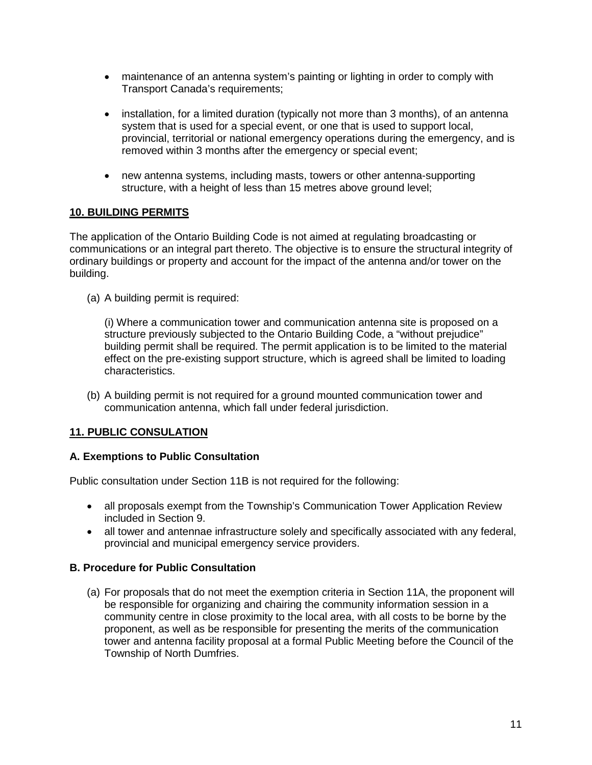- maintenance of an antenna system's painting or lighting in order to comply with Transport Canada's requirements;

- installation, for a limited duration (typically not more than 3 months), of an antenna system that is used for a special event, or one that is used to support local, provincial, territorial or national emergency operations during the emergency, and is removed within 3 months after the emergency or special event;

- new antenna systems, including masts, towers or other antenna-supporting structure, with a height of less than 15 metres above ground level;

## 10. BUILDING PERMITS

The application of the Ontario Building Code is not aimed at regulating broadcasting or communications or an integral part thereto. The objective is to ensure the structural integrity of ordinary buildings or property and account for the impact of the antenna and/or tower on the building.

(a) A building permit is required:

(i) Where a communication tower and communication antenna site is proposed on a structure previously subjected to the Ontario Building Code, a "without prejudice" building permit shall be required. The permit application is to be limited to the material effect on the pre-existing support structure, which is agreed shall be limited to loading characteristics.

(b) A building permit is not required for a ground mounted communication tower and communication antenna, which fall under federal jurisdiction.

## 11. PUBLIC CONSULATION

### A. Exemptions to Public Consultation

Public consultation under Section 11B is not required for the following:

- all proposals exempt from the Township's Communication Tower Application Review included in Section 9.
- all tower and antennae infrastructure solely and specifically associated with any federal, provincial and municipal emergency service providers.

### B. Procedure for Public Consultation

(a) For proposals that do not meet the exemption criteria in Section 11A, the proponent will be responsible for organizing and chairing the community information session in a community centre in close proximity to the local area, with all costs to be borne by the proponent, as well as be responsible for presenting the merits of the communication tower and antenna facility proposal at a formal Public Meeting before the Council of the Township of North Dumfries.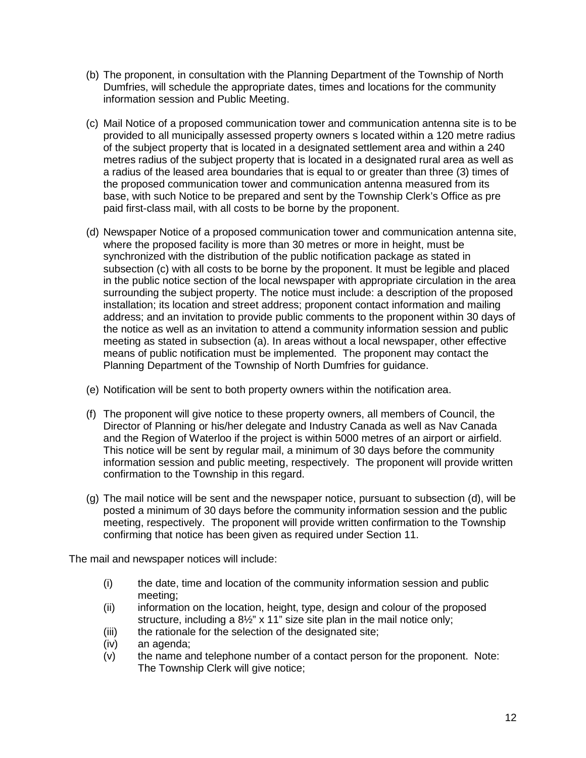(b) The proponent, in consultation with the Planning Department of the Township of North Dumfries, will schedule the appropriate dates, times and locations for the community information session and Public Meeting.

(c) Mail Notice of a proposed communication tower and communication antenna site is to be provided to all municipally assessed property owners s located within a 120 metre radius of the subject property that is located in a designated settlement area and within a 240 metres radius of the subject property that is located in a designated rural area as well as a radius of the leased area boundaries that is equal to or greater than three (3) times of the proposed communication tower and communication antenna measured from its base, with such Notice to be prepared and sent by the Township Clerk's Office as pre paid first-class mail, with all costs to be borne by the proponent.

(d) Newspaper Notice of a proposed communication tower and communication antenna site, where the proposed facility is more than 30 metres or more in height, must be synchronized with the distribution of the public notification package as stated in subsection (c) with all costs to be borne by the proponent. It must be legible and placed in the public notice section of the local newspaper with appropriate circulation in the area surrounding the subject property. The notice must include: a description of the proposed installation; its location and street address; proponent contact information and mailing address; and an invitation to provide public comments to the proponent within 30 days of the notice as well as an invitation to attend a community information session and public meeting as stated in subsection (a). In areas without a local newspaper, other effective means of public notification must be implemented. The proponent may contact the Planning Department of the Township of North Dumfries for guidance.

(e) Notification will be sent to both property owners within the notification area.

(f) The proponent will give notice to these property owners, all members of Council, the Director of Planning or his/her delegate and Industry Canada as well as Nav Canada and the Region of Waterloo if the project is within 5000 metres of an airport or airfield. This notice will be sent by regular mail, a minimum of 30 days before the community information session and public meeting, respectively. The proponent will provide written confirmation to the Township in this regard.

(g) The mail notice will be sent and the newspaper notice, pursuant to subsection (d), will be posted a minimum of 30 days before the community information session and the public meeting, respectively. The proponent will provide written confirmation to the Township confirming that notice has been given as required under Section 11.

The mail and newspaper notices will include:

(i) the date, time and location of the community information session and public meeting;
(ii) information on the location, height, type, design and colour of the proposed structure, including a 8½" x 11" size site plan in the mail notice only;
(iii) the rationale for the selection of the designated site;
(iv) an agenda;
(v) the name and telephone number of a contact person for the proponent. Note: The Township Clerk will give notice;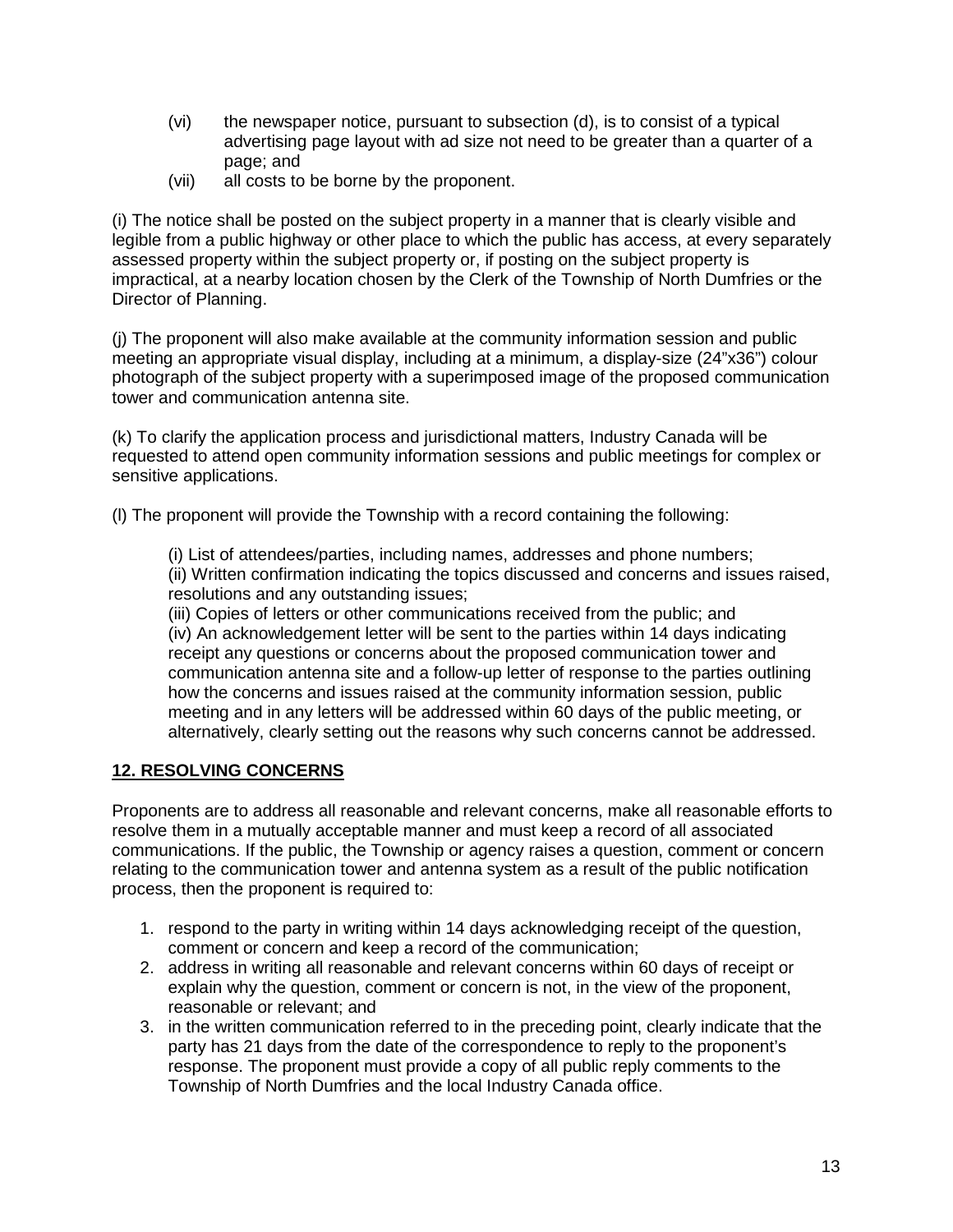(vi) the newspaper notice, pursuant to subsection (d), is to consist of a typical advertising page layout with ad size not need to be greater than a quarter of a page; and

(vii) all costs to be borne by the proponent.

(i) The notice shall be posted on the subject property in a manner that is clearly visible and legible from a public highway or other place to which the public has access, at every separately assessed property within the subject property or, if posting on the subject property is impractical, at a nearby location chosen by the Clerk of the Township of North Dumfries or the Director of Planning.

(j) The proponent will also make available at the community information session and public meeting an appropriate visual display, including at a minimum, a display-size (24"x36") colour photograph of the subject property with a superimposed image of the proposed communication tower and communication antenna site.

(k) To clarify the application process and jurisdictional matters, Industry Canada will be requested to attend open community information sessions and public meetings for complex or sensitive applications.

(l) The proponent will provide the Township with a record containing the following:

(i) List of attendees/parties, including names, addresses and phone numbers;
(ii) Written confirmation indicating the topics discussed and concerns and issues raised, resolutions and any outstanding issues;
(iii) Copies of letters or other communications received from the public; and
(iv) An acknowledgement letter will be sent to the parties within 14 days indicating receipt any questions or concerns about the proposed communication tower and communication antenna site and a follow-up letter of response to the parties outlining how the concerns and issues raised at the community information session, public meeting and in any letters will be addressed within 60 days of the public meeting, or alternatively, clearly setting out the reasons why such concerns cannot be addressed.

## 12. RESOLVING CONCERNS

Proponents are to address all reasonable and relevant concerns, make all reasonable efforts to resolve them in a mutually acceptable manner and must keep a record of all associated communications. If the public, the Township or agency raises a question, comment or concern relating to the communication tower and antenna system as a result of the public notification process, then the proponent is required to:

1. respond to the party in writing within 14 days acknowledging receipt of the question, comment or concern and keep a record of the communication;
2. address in writing all reasonable and relevant concerns within 60 days of receipt or explain why the question, comment or concern is not, in the view of the proponent, reasonable or relevant; and
3. in the written communication referred to in the preceding point, clearly indicate that the party has 21 days from the date of the correspondence to reply to the proponent's response. The proponent must provide a copy of all public reply comments to the Township of North Dumfries and the local Industry Canada office.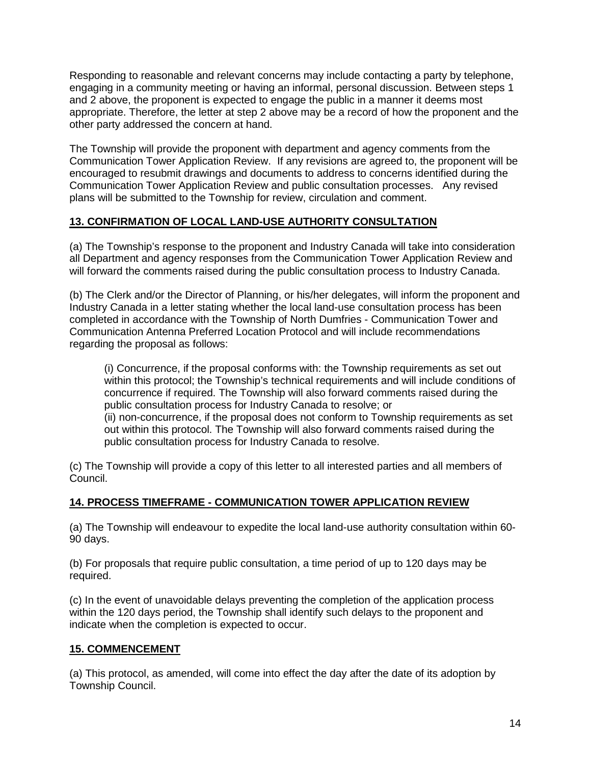Responding to reasonable and relevant concerns may include contacting a party by telephone, engaging in a community meeting or having an informal, personal discussion. Between steps 1 and 2 above, the proponent is expected to engage the public in a manner it deems most appropriate. Therefore, the letter at step 2 above may be a record of how the proponent and the other party addressed the concern at hand.

The Township will provide the proponent with department and agency comments from the Communication Tower Application Review. If any revisions are agreed to, the proponent will be encouraged to resubmit drawings and documents to address to concerns identified during the Communication Tower Application Review and public consultation processes. Any revised plans will be submitted to the Township for review, circulation and comment.

## **13. CONFIRMATION OF LOCAL LAND-USE AUTHORITY CONSULTATION**

(a) The Township's response to the proponent and Industry Canada will take into consideration all Department and agency responses from the Communication Tower Application Review and will forward the comments raised during the public consultation process to Industry Canada.

(b) The Clerk and/or the Director of Planning, or his/her delegates, will inform the proponent and Industry Canada in a letter stating whether the local land-use consultation process has been completed in accordance with the Township of North Dumfries - Communication Tower and Communication Antenna Preferred Location Protocol and will include recommendations regarding the proposal as follows:

> (i) Concurrence, if the proposal conforms with: the Township requirements as set out within this protocol; the Township's technical requirements and will include conditions of concurrence if required. The Township will also forward comments raised during the public consultation process for Industry Canada to resolve; or
> (ii) non-concurrence, if the proposal does not conform to Township requirements as set out within this protocol. The Township will also forward comments raised during the public consultation process for Industry Canada to resolve.

(c) The Township will provide a copy of this letter to all interested parties and all members of Council.

## **14. PROCESS TIMEFRAME - COMMUNICATION TOWER APPLICATION REVIEW**

(a) The Township will endeavour to expedite the local land-use authority consultation within 60-90 days.

(b) For proposals that require public consultation, a time period of up to 120 days may be required.

(c) In the event of unavoidable delays preventing the completion of the application process within the 120 days period, the Township shall identify such delays to the proponent and indicate when the completion is expected to occur.

## **15. COMMENCEMENT**

(a) This protocol, as amended, will come into effect the day after the date of its adoption by Township Council.